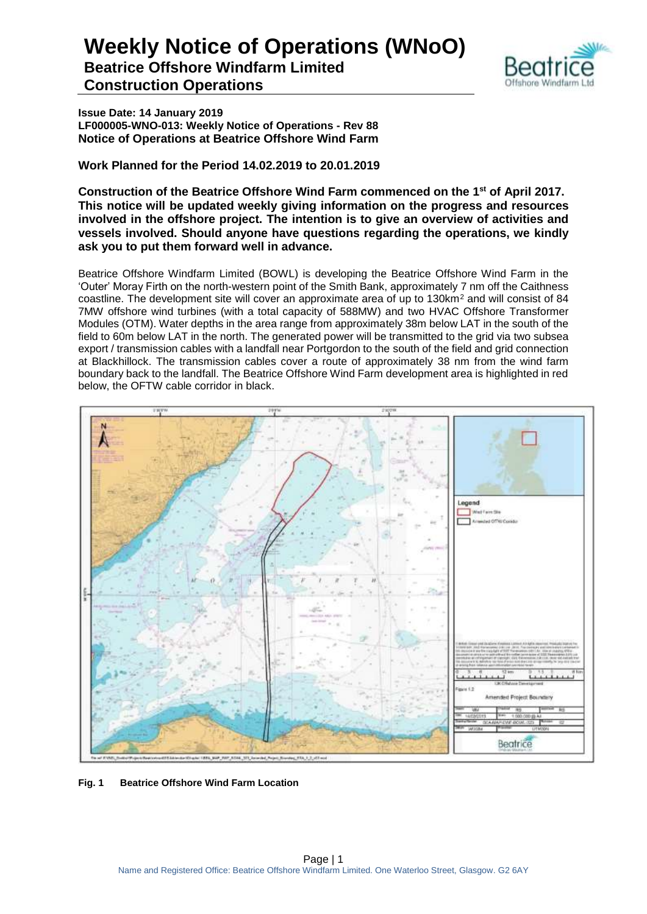# Weekly Notice of Operations (WNoO)

## Beatrice Offshore Windfarm Limited
## Construction Operations

**Issue Date: 14 January 2019**
**LF000005-WNO-013: Weekly Notice of Operations - Rev 88**
**Notice of Operations at Beatrice Offshore Wind Farm**

**Work Planned for the Period 14.02.2019 to 20.01.2019**

**Construction of the Beatrice Offshore Wind Farm commenced on the 1st of April 2017. This notice will be updated weekly giving information on the progress and resources involved in the offshore project. The intention is to give an overview of activities and vessels involved. Should anyone have questions regarding the operations, we kindly ask you to put them forward well in advance.**

Beatrice Offshore Windfarm Limited (BOWL) is developing the Beatrice Offshore Wind Farm in the 'Outer' Moray Firth on the north-western point of the Smith Bank, approximately 7 nm off the Caithness coastline. The development site will cover an approximate area of up to 130km$^2$ and will consist of 84 7MW offshore wind turbines (with a total capacity of 588MW) and two HVAC Offshore Transformer Modules (OTM). Water depths in the area range from approximately 38m below LAT in the south of the field to 60m below LAT in the north. The generated power will be transmitted to the grid via two subsea export / transmission cables with a landfall near Portgordon to the south of the field and grid connection at Blackhillock. The transmission cables cover a route of approximately 38 nm from the wind farm boundary back to the landfall. The Beatrice Offshore Wind Farm development area is highlighted in red below, the OFTW cable corridor in black.

**Fig. 1 Beatrice Offshore Wind Farm Location**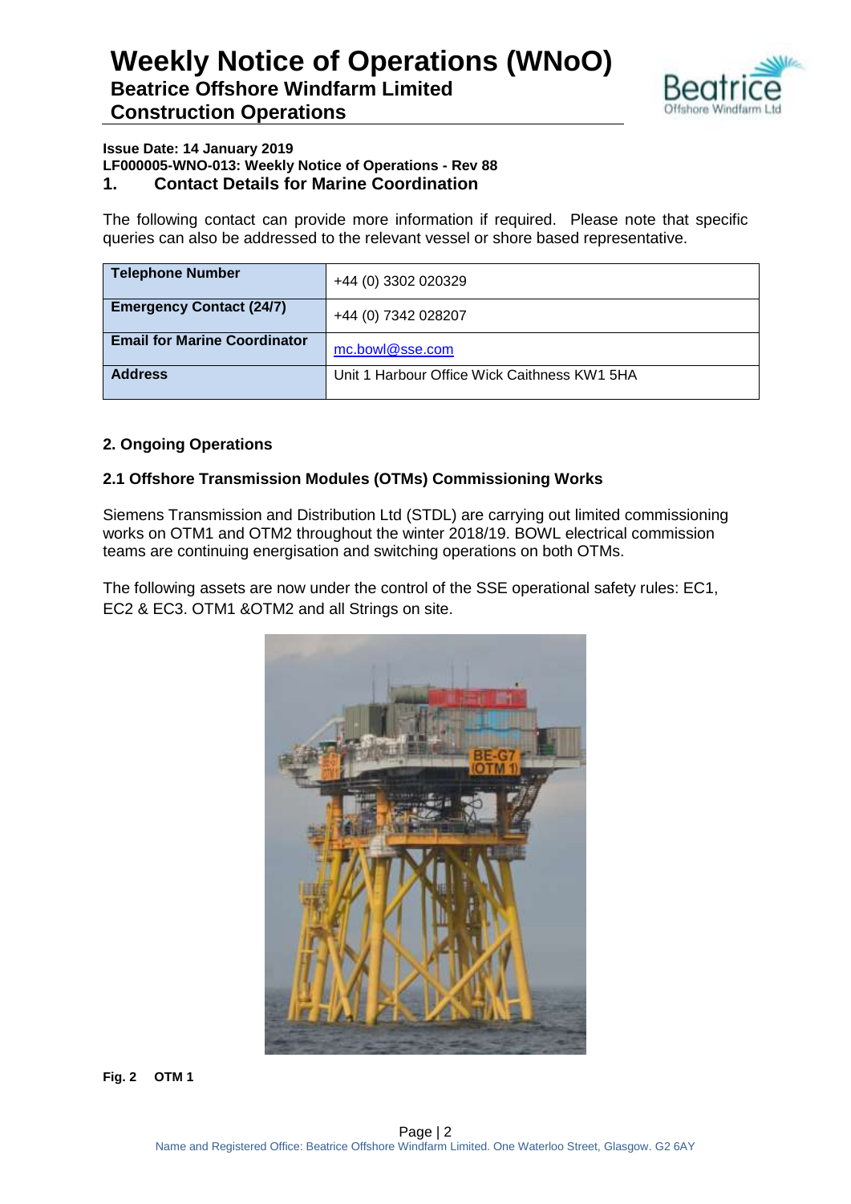# Weekly Notice of Operations (WNoO)
## Beatrice Offshore Windfarm Limited
## Construction Operations

**Issue Date: 14 January 2019**
**LF000005-WNO-013: Weekly Notice of Operations - Rev 88**

## 1. Contact Details for Marine Coordination

The following contact can provide more information if required. Please note that specific queries can also be addressed to the relevant vessel or shore based representative.

| **Telephone Number** | +44 (0) 3302 020329 |
|---|---|
| **Emergency Contact (24/7)** | +44 (0) 7342 028207 |
| **Email for Marine Coordinator** | mc.bowl@sse.com |
| **Address** | Unit 1 Harbour Office Wick Caithness KW1 5HA |

## 2. Ongoing Operations

### 2.1 Offshore Transmission Modules (OTMs) Commissioning Works

Siemens Transmission and Distribution Ltd (STDL) are carrying out limited commissioning works on OTM1 and OTM2 throughout the winter 2018/19. BOWL electrical commission teams are continuing energisation and switching operations on both OTMs.

The following assets are now under the control of the SSE operational safety rules: EC1, EC2 & EC3. OTM1 &OTM2 and all Strings on site.

**Fig. 2 OTM 1**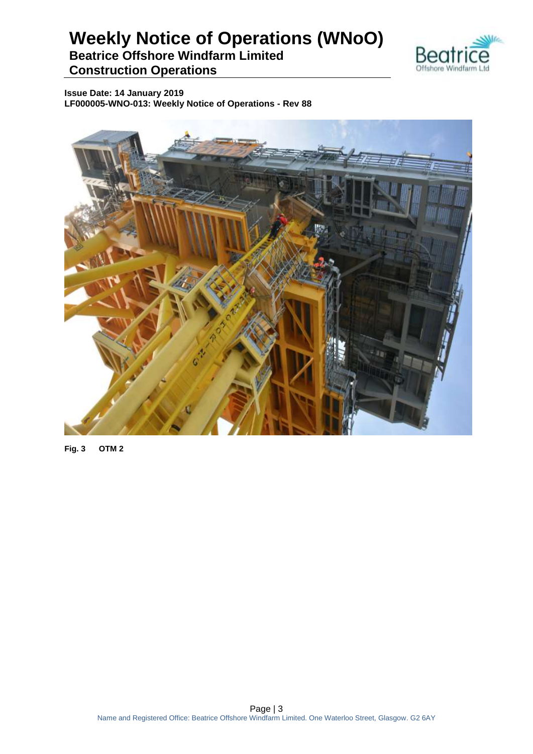# Weekly Notice of Operations (WNoO)

## Beatrice Offshore Windfarm Limited

## Construction Operations

**Issue Date: 14 January 2019**

**LF000005-WNO-013: Weekly Notice of Operations - Rev 88**

**Fig. 3 OTM 2**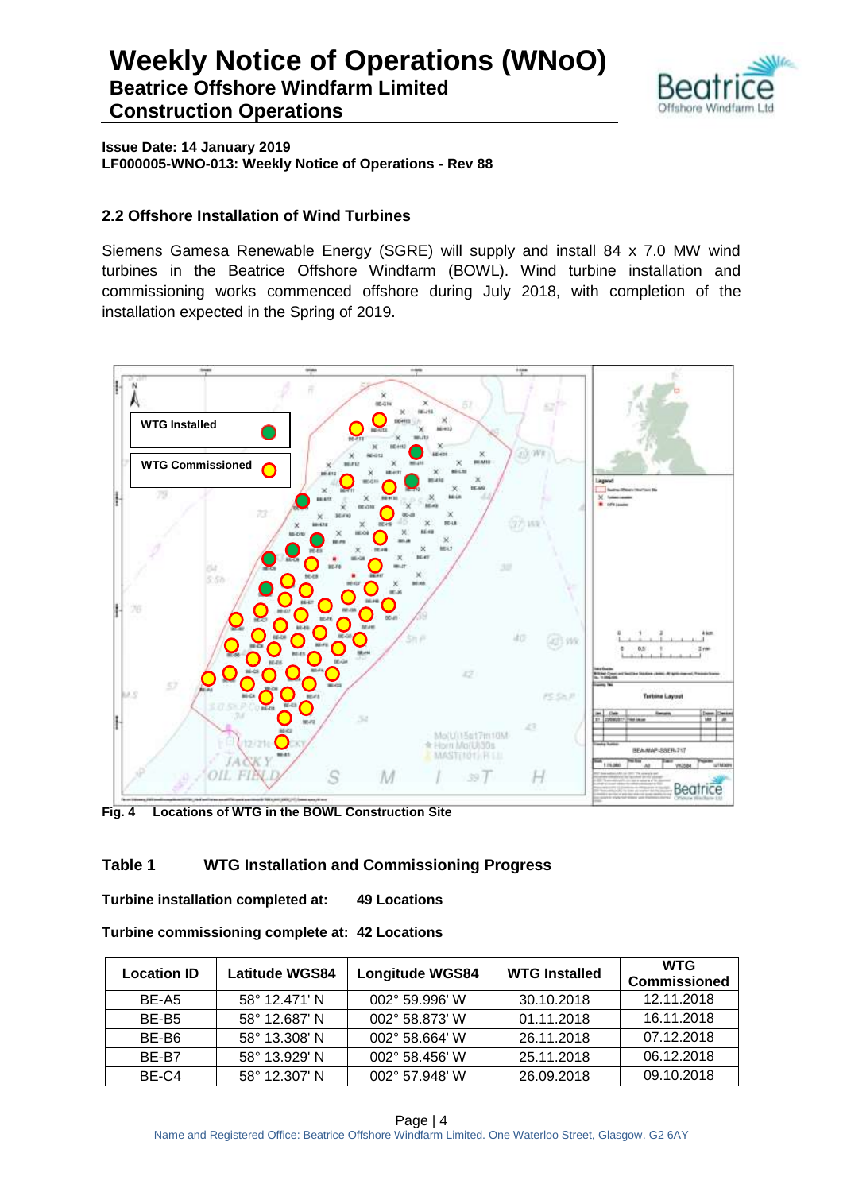## 2.2 Offshore Installation of Wind Turbines

Siemens Gamesa Renewable Energy (SGRE) will supply and install 84 x 7.0 MW wind turbines in the Beatrice Offshore Windfarm (BOWL). Wind turbine installation and commissioning works commenced offshore during July 2018, with completion of the installation expected in the Spring of 2019.

**Fig. 4 Locations of WTG in the BOWL Construction Site**

### Table 1 WTG Installation and Commissioning Progress

**Turbine installation completed at: 49 Locations**

**Turbine commissioning complete at: 42 Locations**

| Location ID | Latitude WGS84 | Longitude WGS84 | WTG Installed | WTG Commissioned |
|---|---|---|---|---|
| BE-A5 | 58° 12.471' N | 002° 59.996' W | 30.10.2018 | 12.11.2018 |
| BE-B5 | 58° 12.687' N | 002° 58.873' W | 01.11.2018 | 16.11.2018 |
| BE-B6 | 58° 13.308' N | 002° 58.664' W | 26.11.2018 | 07.12.2018 |
| BE-B7 | 58° 13.929' N | 002° 58.456' W | 25.11.2018 | 06.12.2018 |
| BE-C4 | 58° 12.307' N | 002° 57.948' W | 26.09.2018 | 09.10.2018 |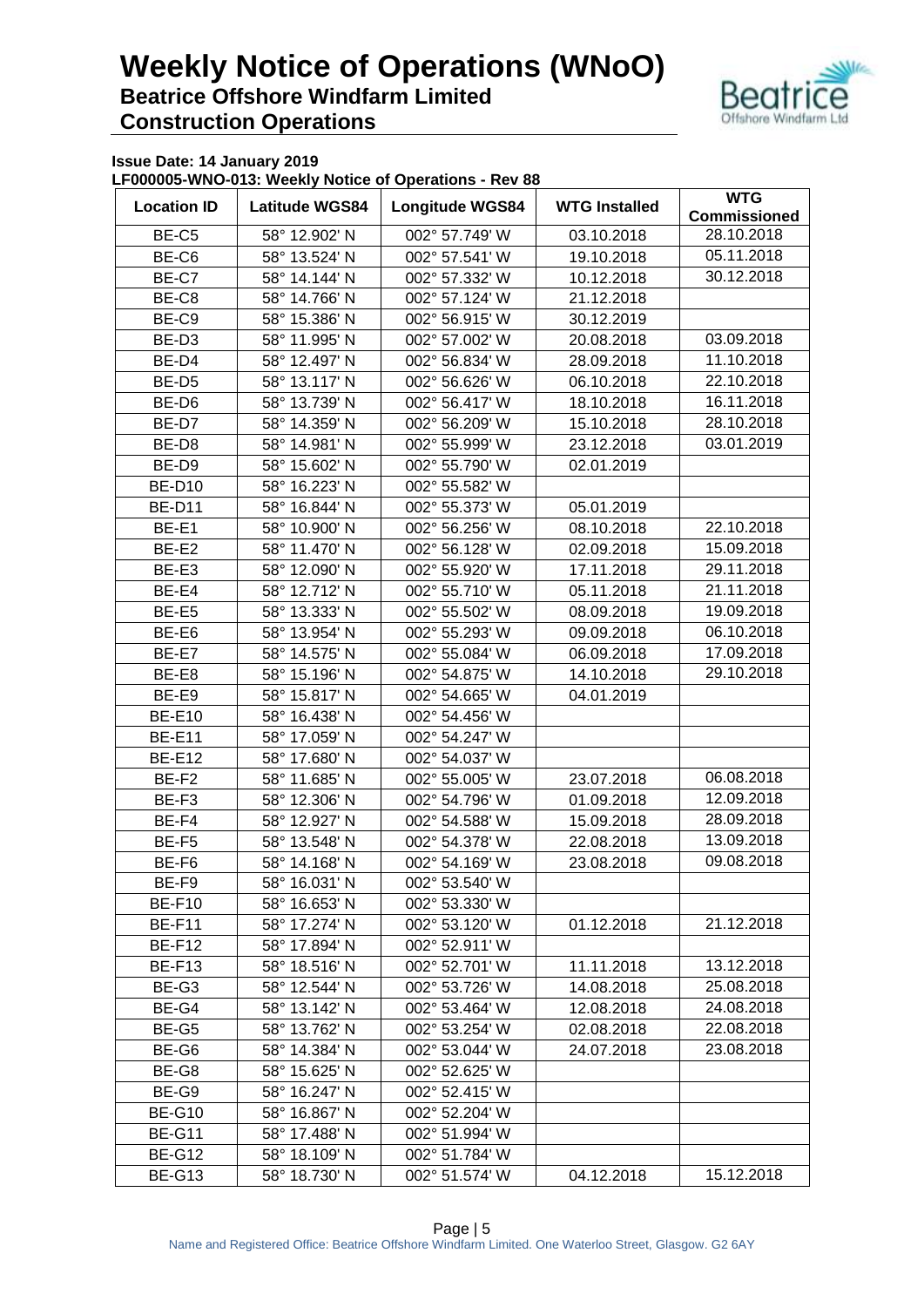# Weekly Notice of Operations (WNoO)

## Beatrice Offshore Windfarm Limited

## Construction Operations

**Issue Date: 14 January 2019**

**LF000005-WNO-013: Weekly Notice of Operations - Rev 88**

| Location ID | Latitude WGS84 | Longitude WGS84 | WTG Installed | WTG Commissioned |
|---|---|---|---|---|
| BE-C5 | 58° 12.902' N | 002° 57.749' W | 03.10.2018 | 28.10.2018 |
| BE-C6 | 58° 13.524' N | 002° 57.541' W | 19.10.2018 | 05.11.2018 |
| BE-C7 | 58° 14.144' N | 002° 57.332' W | 10.12.2018 | 30.12.2018 |
| BE-C8 | 58° 14.766' N | 002° 57.124' W | 21.12.2018 | |
| BE-C9 | 58° 15.386' N | 002° 56.915' W | 30.12.2019 | |
| BE-D3 | 58° 11.995' N | 002° 57.002' W | 20.08.2018 | 03.09.2018 |
| BE-D4 | 58° 12.497' N | 002° 56.834' W | 28.09.2018 | 11.10.2018 |
| BE-D5 | 58° 13.117' N | 002° 56.626' W | 06.10.2018 | 22.10.2018 |
| BE-D6 | 58° 13.739' N | 002° 56.417' W | 18.10.2018 | 16.11.2018 |
| BE-D7 | 58° 14.359' N | 002° 56.209' W | 15.10.2018 | 28.10.2018 |
| BE-D8 | 58° 14.981' N | 002° 55.999' W | 23.12.2018 | 03.01.2019 |
| BE-D9 | 58° 15.602' N | 002° 55.790' W | 02.01.2019 | |
| BE-D10 | 58° 16.223' N | 002° 55.582' W | | |
| BE-D11 | 58° 16.844' N | 002° 55.373' W | 05.01.2019 | |
| BE-E1 | 58° 10.900' N | 002° 56.256' W | 08.10.2018 | 22.10.2018 |
| BE-E2 | 58° 11.470' N | 002° 56.128' W | 02.09.2018 | 15.09.2018 |
| BE-E3 | 58° 12.090' N | 002° 55.920' W | 17.11.2018 | 29.11.2018 |
| BE-E4 | 58° 12.712' N | 002° 55.710' W | 05.11.2018 | 21.11.2018 |
| BE-E5 | 58° 13.333' N | 002° 55.502' W | 08.09.2018 | 19.09.2018 |
| BE-E6 | 58° 13.954' N | 002° 55.293' W | 09.09.2018 | 06.10.2018 |
| BE-E7 | 58° 14.575' N | 002° 55.084' W | 06.09.2018 | 17.09.2018 |
| BE-E8 | 58° 15.196' N | 002° 54.875' W | 14.10.2018 | 29.10.2018 |
| BE-E9 | 58° 15.817' N | 002° 54.665' W | 04.01.2019 | |
| BE-E10 | 58° 16.438' N | 002° 54.456' W | | |
| BE-E11 | 58° 17.059' N | 002° 54.247' W | | |
| BE-E12 | 58° 17.680' N | 002° 54.037' W | | |
| BE-F2 | 58° 11.685' N | 002° 55.005' W | 23.07.2018 | 06.08.2018 |
| BE-F3 | 58° 12.306' N | 002° 54.796' W | 01.09.2018 | 12.09.2018 |
| BE-F4 | 58° 12.927' N | 002° 54.588' W | 15.09.2018 | 28.09.2018 |
| BE-F5 | 58° 13.548' N | 002° 54.378' W | 22.08.2018 | 13.09.2018 |
| BE-F6 | 58° 14.168' N | 002° 54.169' W | 23.08.2018 | 09.08.2018 |
| BE-F9 | 58° 16.031' N | 002° 53.540' W | | |
| BE-F10 | 58° 16.653' N | 002° 53.330' W | | |
| BE-F11 | 58° 17.274' N | 002° 53.120' W | 01.12.2018 | 21.12.2018 |
| BE-F12 | 58° 17.894' N | 002° 52.911' W | | |
| BE-F13 | 58° 18.516' N | 002° 52.701' W | 11.11.2018 | 13.12.2018 |
| BE-G3 | 58° 12.544' N | 002° 53.726' W | 14.08.2018 | 25.08.2018 |
| BE-G4 | 58° 13.142' N | 002° 53.464' W | 12.08.2018 | 24.08.2018 |
| BE-G5 | 58° 13.762' N | 002° 53.254' W | 02.08.2018 | 22.08.2018 |
| BE-G6 | 58° 14.384' N | 002° 53.044' W | 24.07.2018 | 23.08.2018 |
| BE-G8 | 58° 15.625' N | 002° 52.625' W | | |
| BE-G9 | 58° 16.247' N | 002° 52.415' W | | |
| BE-G10 | 58° 16.867' N | 002° 52.204' W | | |
| BE-G11 | 58° 17.488' N | 002° 51.994' W | | |
| BE-G12 | 58° 18.109' N | 002° 51.784' W | | |
| BE-G13 | 58° 18.730' N | 002° 51.574' W | 04.12.2018 | 15.12.2018 |

Name and Registered Office: Beatrice Offshore Windfarm Limited. One Waterloo Street, Glasgow. G2 6AY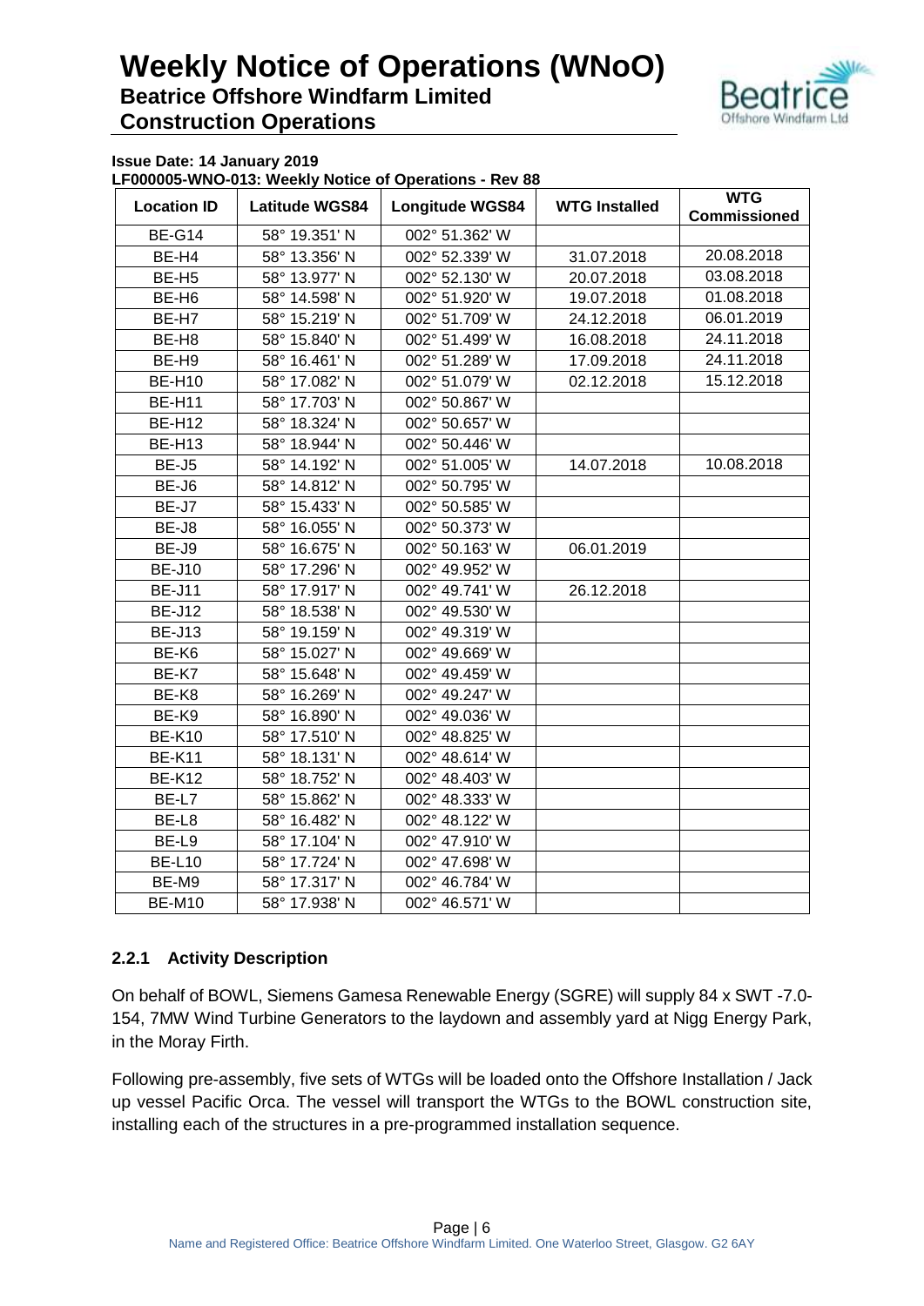**Issue Date: 14 January 2019**
**LF000005-WNO-013: Weekly Notice of Operations - Rev 88**

| Location ID | Latitude WGS84 | Longitude WGS84 | WTG Installed | WTG Commissioned |
|---|---|---|---|---|
| BE-G14 | 58° 19.351' N | 002° 51.362' W | | |
| BE-H4 | 58° 13.356' N | 002° 52.339' W | 31.07.2018 | 20.08.2018 |
| BE-H5 | 58° 13.977' N | 002° 52.130' W | 20.07.2018 | 03.08.2018 |
| BE-H6 | 58° 14.598' N | 002° 51.920' W | 19.07.2018 | 01.08.2018 |
| BE-H7 | 58° 15.219' N | 002° 51.709' W | 24.12.2018 | 06.01.2019 |
| BE-H8 | 58° 15.840' N | 002° 51.499' W | 16.08.2018 | 24.11.2018 |
| BE-H9 | 58° 16.461' N | 002° 51.289' W | 17.09.2018 | 24.11.2018 |
| BE-H10 | 58° 17.082' N | 002° 51.079' W | 02.12.2018 | 15.12.2018 |
| BE-H11 | 58° 17.703' N | 002° 50.867' W | | |
| BE-H12 | 58° 18.324' N | 002° 50.657' W | | |
| BE-H13 | 58° 18.944' N | 002° 50.446' W | | |
| BE-J5 | 58° 14.192' N | 002° 51.005' W | 14.07.2018 | 10.08.2018 |
| BE-J6 | 58° 14.812' N | 002° 50.795' W | | |
| BE-J7 | 58° 15.433' N | 002° 50.585' W | | |
| BE-J8 | 58° 16.055' N | 002° 50.373' W | | |
| BE-J9 | 58° 16.675' N | 002° 50.163' W | 06.01.2019 | |
| BE-J10 | 58° 17.296' N | 002° 49.952' W | | |
| BE-J11 | 58° 17.917' N | 002° 49.741' W | 26.12.2018 | |
| BE-J12 | 58° 18.538' N | 002° 49.530' W | | |
| BE-J13 | 58° 19.159' N | 002° 49.319' W | | |
| BE-K6 | 58° 15.027' N | 002° 49.669' W | | |
| BE-K7 | 58° 15.648' N | 002° 49.459' W | | |
| BE-K8 | 58° 16.269' N | 002° 49.247' W | | |
| BE-K9 | 58° 16.890' N | 002° 49.036' W | | |
| BE-K10 | 58° 17.510' N | 002° 48.825' W | | |
| BE-K11 | 58° 18.131' N | 002° 48.614' W | | |
| BE-K12 | 58° 18.752' N | 002° 48.403' W | | |
| BE-L7 | 58° 15.862' N | 002° 48.333' W | | |
| BE-L8 | 58° 16.482' N | 002° 48.122' W | | |
| BE-L9 | 58° 17.104' N | 002° 47.910' W | | |
| BE-L10 | 58° 17.724' N | 002° 47.698' W | | |
| BE-M9 | 58° 17.317' N | 002° 46.784' W | | |
| BE-M10 | 58° 17.938' N | 002° 46.571' W | | |

### 2.2.1 Activity Description

On behalf of BOWL, Siemens Gamesa Renewable Energy (SGRE) will supply 84 x SWT -7.0-154, 7MW Wind Turbine Generators to the laydown and assembly yard at Nigg Energy Park, in the Moray Firth.

Following pre-assembly, five sets of WTGs will be loaded onto the Offshore Installation / Jack up vessel Pacific Orca. The vessel will transport the WTGs to the BOWL construction site, installing each of the structures in a pre-programmed installation sequence.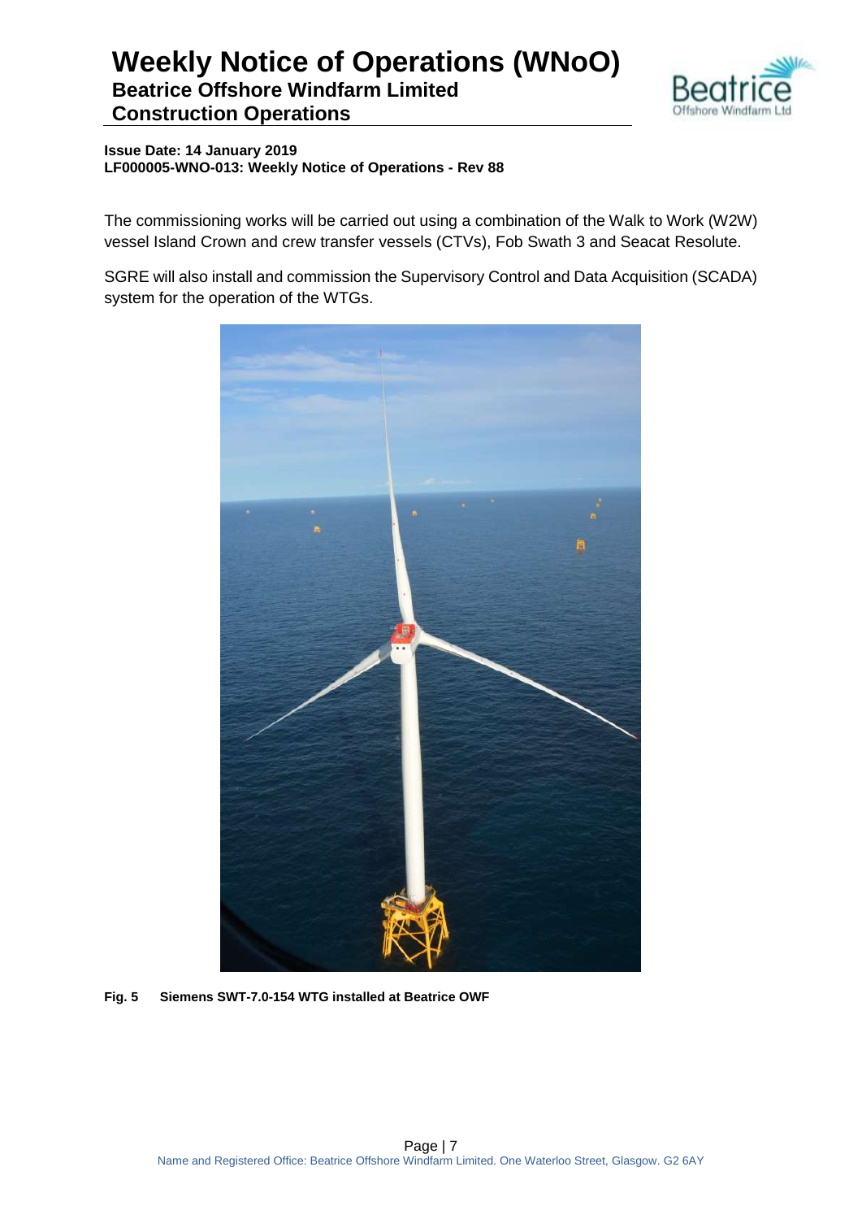The commissioning works will be carried out using a combination of the Walk to Work (W2W) vessel Island Crown and crew transfer vessels (CTVs), Fob Swath 3 and Seacat Resolute.

SGRE will also install and commission the Supervisory Control and Data Acquisition (SCADA) system for the operation of the WTGs.

**Fig. 5 Siemens SWT-7.0-154 WTG installed at Beatrice OWF**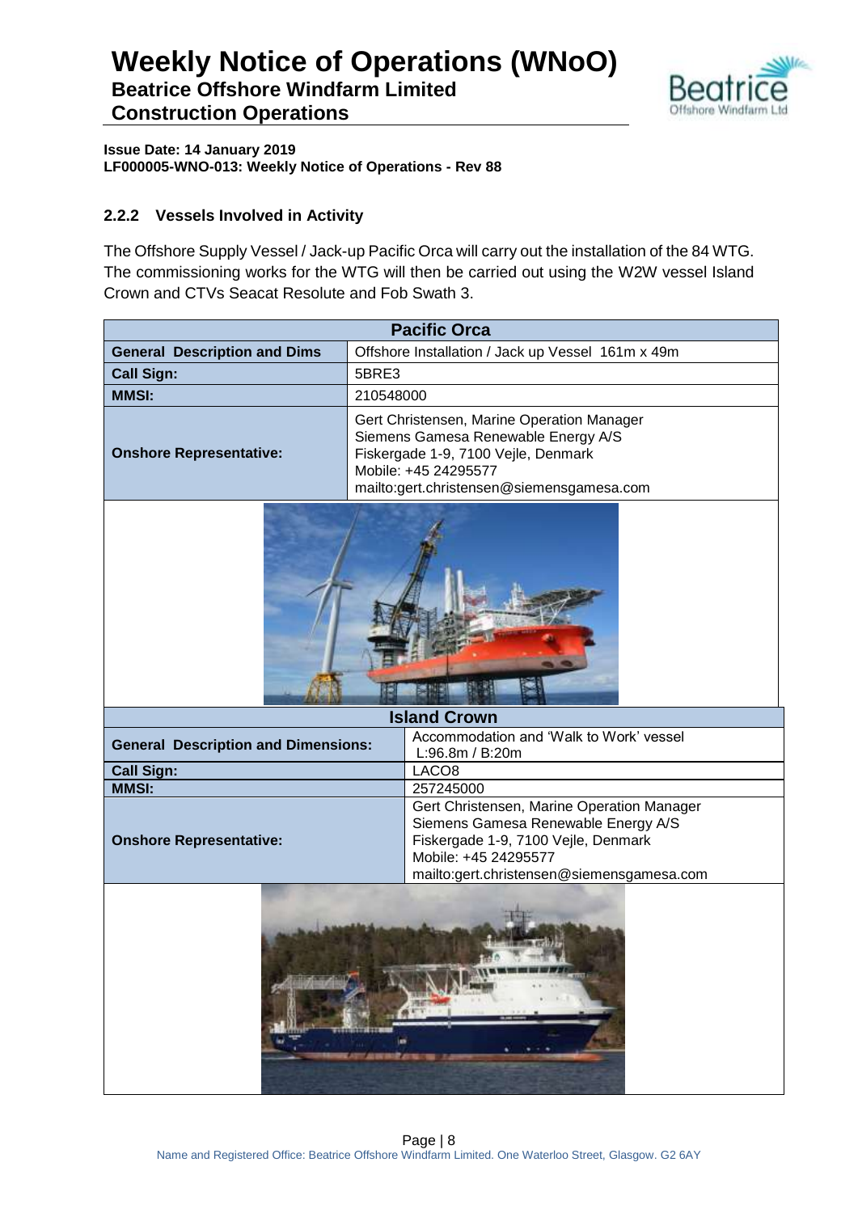**Issue Date: 14 January 2019**
**LF000005-WNO-013: Weekly Notice of Operations - Rev 88**

### 2.2.2 Vessels Involved in Activity

The Offshore Supply Vessel / Jack-up Pacific Orca will carry out the installation of the 84 WTG. The commissioning works for the WTG will then be carried out using the W2W vessel Island Crown and CTVs Seacat Resolute and Fob Swath 3.

| **Pacific Orca** | |
|---|---|
| **General Description and Dims** | Offshore Installation / Jack up Vessel 161m x 49m |
| **Call Sign:** | 5BRE3 |
| **MMSI:** | 210548000 |
| **Onshore Representative:** | Gert Christensen, Marine Operation Manager<br>Siemens Gamesa Renewable Energy A/S<br>Fiskergade 1-9, 7100 Vejle, Denmark<br>Mobile: +45 24295577<br>mailto:gert.christensen@siemensgamesa.com |

| **Island Crown** | |
|---|---|
| **General Description and Dimensions:** | Accommodation and 'Walk to Work' vessel<br>L:96.8m / B:20m |
| **Call Sign:** | LACO8 |
| **MMSI:** | 257245000 |
| **Onshore Representative:** | Gert Christensen, Marine Operation Manager<br>Siemens Gamesa Renewable Energy A/S<br>Fiskergade 1-9, 7100 Vejle, Denmark<br>Mobile: +45 24295577<br>mailto:gert.christensen@siemensgamesa.com |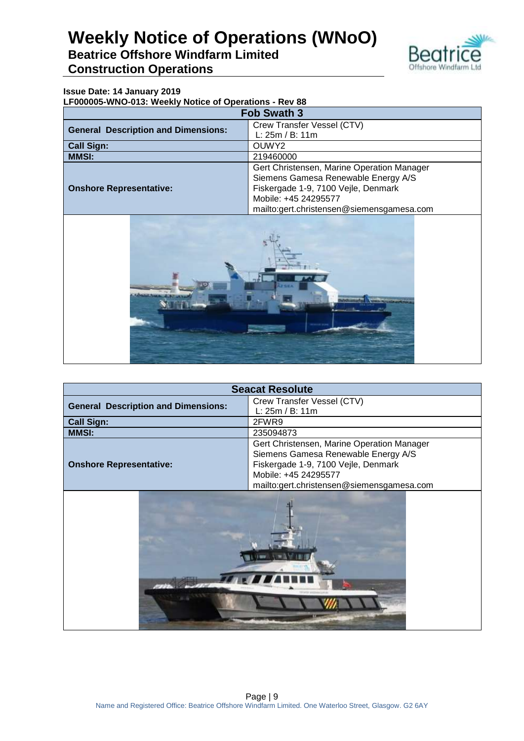**Issue Date: 14 January 2019**
**LF000005-WNO-013: Weekly Notice of Operations - Rev 88**

| Fob Swath 3 | |
|---|---|
| **General Description and Dimensions:** | Crew Transfer Vessel (CTV)<br>L: 25m / B: 11m |
| **Call Sign:** | OUWY2 |
| **MMSI:** | 219460000 |
| **Onshore Representative:** | Gert Christensen, Marine Operation Manager<br>Siemens Gamesa Renewable Energy A/S<br>Fiskergade 1-9, 7100 Vejle, Denmark<br>Mobile: +45 24295577<br>mailto:gert.christensen@siemensgamesa.com |

| Seacat Resolute | |
|---|---|
| **General Description and Dimensions:** | Crew Transfer Vessel (CTV)<br>L: 25m / B: 11m |
| **Call Sign:** | 2FWR9 |
| **MMSI:** | 235094873 |
| **Onshore Representative:** | Gert Christensen, Marine Operation Manager<br>Siemens Gamesa Renewable Energy A/S<br>Fiskergade 1-9, 7100 Vejle, Denmark<br>Mobile: +45 24295577<br>mailto:gert.christensen@siemensgamesa.com |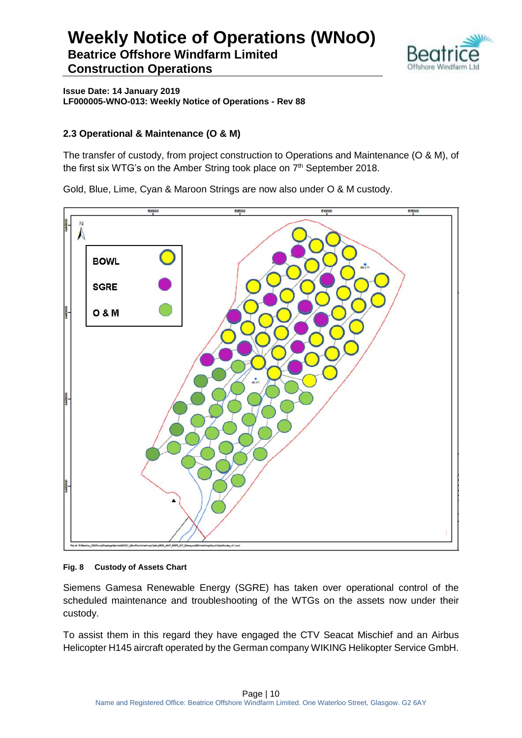## 2.3 Operational & Maintenance (O & M)

The transfer of custody, from project construction to Operations and Maintenance (O & M), of the first six WTG's on the Amber String took place on 7th September 2018.

Gold, Blue, Lime, Cyan & Maroon Strings are now also under O & M custody.

**Fig. 8 Custody of Assets Chart**

Siemens Gamesa Renewable Energy (SGRE) has taken over operational control of the scheduled maintenance and troubleshooting of the WTGs on the assets now under their custody.

To assist them in this regard they have engaged the CTV Seacat Mischief and an Airbus Helicopter H145 aircraft operated by the German company WIKING Helikopter Service GmbH.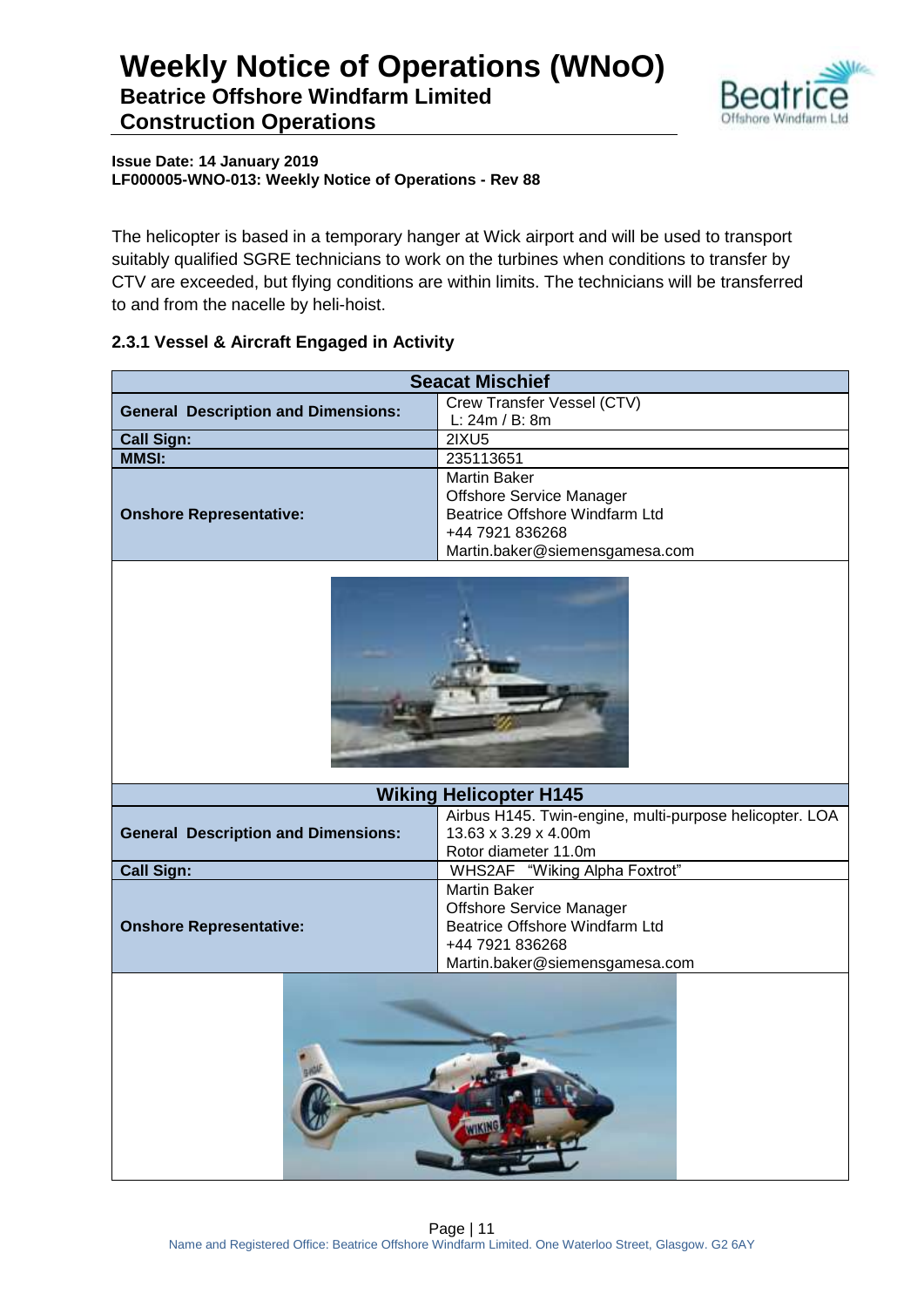The helicopter is based in a temporary hanger at Wick airport and will be used to transport suitably qualified SGRE technicians to work on the turbines when conditions to transfer by CTV are exceeded, but flying conditions are within limits. The technicians will be transferred to and from the nacelle by heli-hoist.

### 2.3.1 Vessel & Aircraft Engaged in Activity

| Seacat Mischief | |
|---|---|
| **General Description and Dimensions:** | Crew Transfer Vessel (CTV)<br>L: 24m / B: 8m |
| **Call Sign:** | 2IXU5 |
| **MMSI:** | 235113651 |
| **Onshore Representative:** | Martin Baker<br>Offshore Service Manager<br>Beatrice Offshore Windfarm Ltd<br>+44 7921 836268<br>Martin.baker@siemensgamesa.com |

| Wiking Helicopter H145 | |
|---|---|
| **General Description and Dimensions:** | Airbus H145. Twin-engine, multi-purpose helicopter. LOA 13.63 x 3.29 x 4.00m<br>Rotor diameter 11.0m |
| **Call Sign:** | WHS2AF "Wiking Alpha Foxtrot" |
| **Onshore Representative:** | Martin Baker<br>Offshore Service Manager<br>Beatrice Offshore Windfarm Ltd<br>+44 7921 836268<br>Martin.baker@siemensgamesa.com |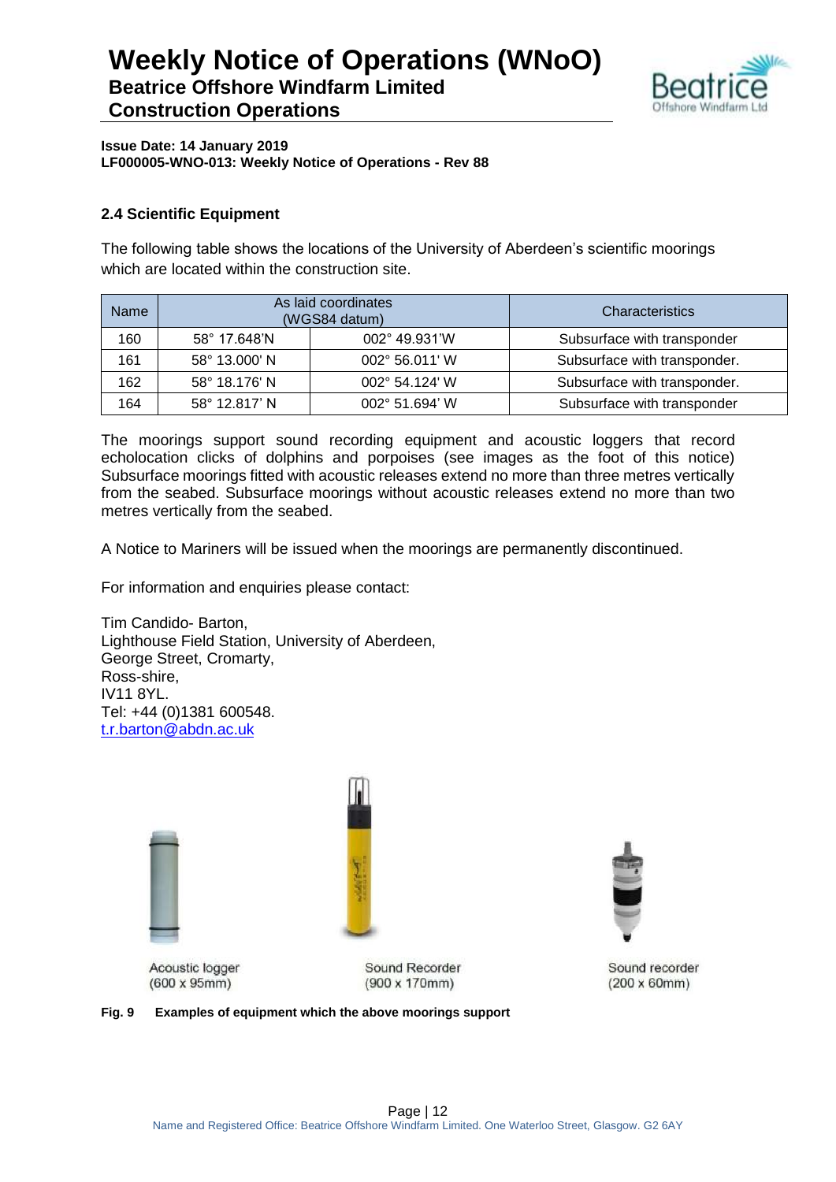**Issue Date: 14 January 2019**
**LF000005-WNO-013: Weekly Notice of Operations - Rev 88**

### 2.4 Scientific Equipment

The following table shows the locations of the University of Aberdeen's scientific moorings which are located within the construction site.

| Name | As laid coordinates (WGS84 datum) | | Characteristics |
|---|---|---|---|
| 160 | 58° 17.648'N | 002° 49.931'W | Subsurface with transponder |
| 161 | 58° 13.000' N | 002° 56.011' W | Subsurface with transponder. |
| 162 | 58° 18.176' N | 002° 54.124' W | Subsurface with transponder. |
| 164 | 58° 12.817' N | 002° 51.694' W | Subsurface with transponder |

The moorings support sound recording equipment and acoustic loggers that record echolocation clicks of dolphins and porpoises (see images as the foot of this notice) Subsurface moorings fitted with acoustic releases extend no more than three metres vertically from the seabed. Subsurface moorings without acoustic releases extend no more than two metres vertically from the seabed.

A Notice to Mariners will be issued when the moorings are permanently discontinued.

For information and enquiries please contact:

Tim Candido- Barton,
Lighthouse Field Station, University of Aberdeen,
George Street, Cromarty,
Ross-shire,
IV11 8YL.
Tel: +44 (0)1381 600548.
t.r.barton@abdn.ac.uk

Acoustic logger (600 x 95mm)

Sound Recorder (900 x 170mm)

Sound recorder (200 x 60mm)

**Fig. 9 Examples of equipment which the above moorings support**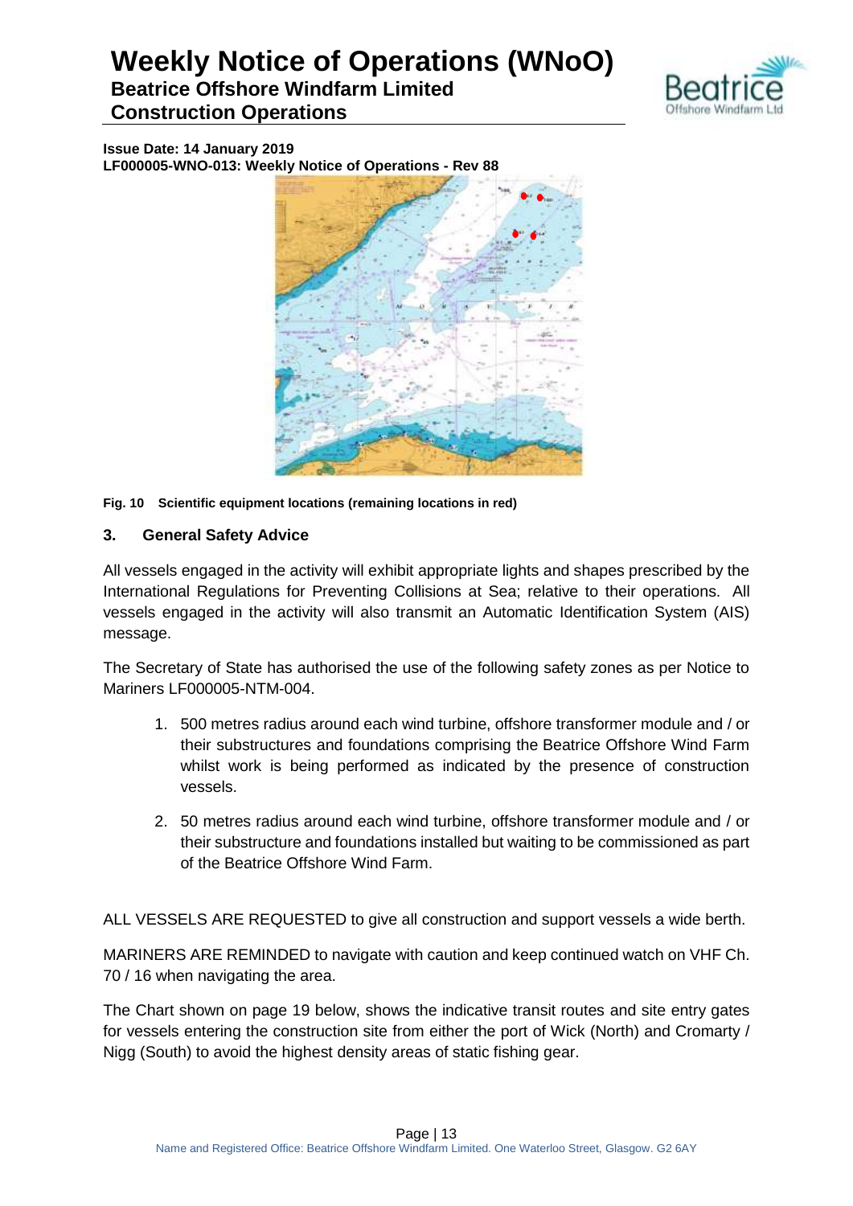Issue Date: 14 January 2019
LF000005-WNO-013: Weekly Notice of Operations - Rev 88

**Fig. 10 Scientific equipment locations (remaining locations in red)**

## 3. General Safety Advice

All vessels engaged in the activity will exhibit appropriate lights and shapes prescribed by the International Regulations for Preventing Collisions at Sea; relative to their operations. All vessels engaged in the activity will also transmit an Automatic Identification System (AIS) message.

The Secretary of State has authorised the use of the following safety zones as per Notice to Mariners LF000005-NTM-004.

1. 500 metres radius around each wind turbine, offshore transformer module and / or their substructures and foundations comprising the Beatrice Offshore Wind Farm whilst work is being performed as indicated by the presence of construction vessels.
2. 50 metres radius around each wind turbine, offshore transformer module and / or their substructure and foundations installed but waiting to be commissioned as part of the Beatrice Offshore Wind Farm.

ALL VESSELS ARE REQUESTED to give all construction and support vessels a wide berth.

MARINERS ARE REMINDED to navigate with caution and keep continued watch on VHF Ch. 70 / 16 when navigating the area.

The Chart shown on page 19 below, shows the indicative transit routes and site entry gates for vessels entering the construction site from either the port of Wick (North) and Cromarty / Nigg (South) to avoid the highest density areas of static fishing gear.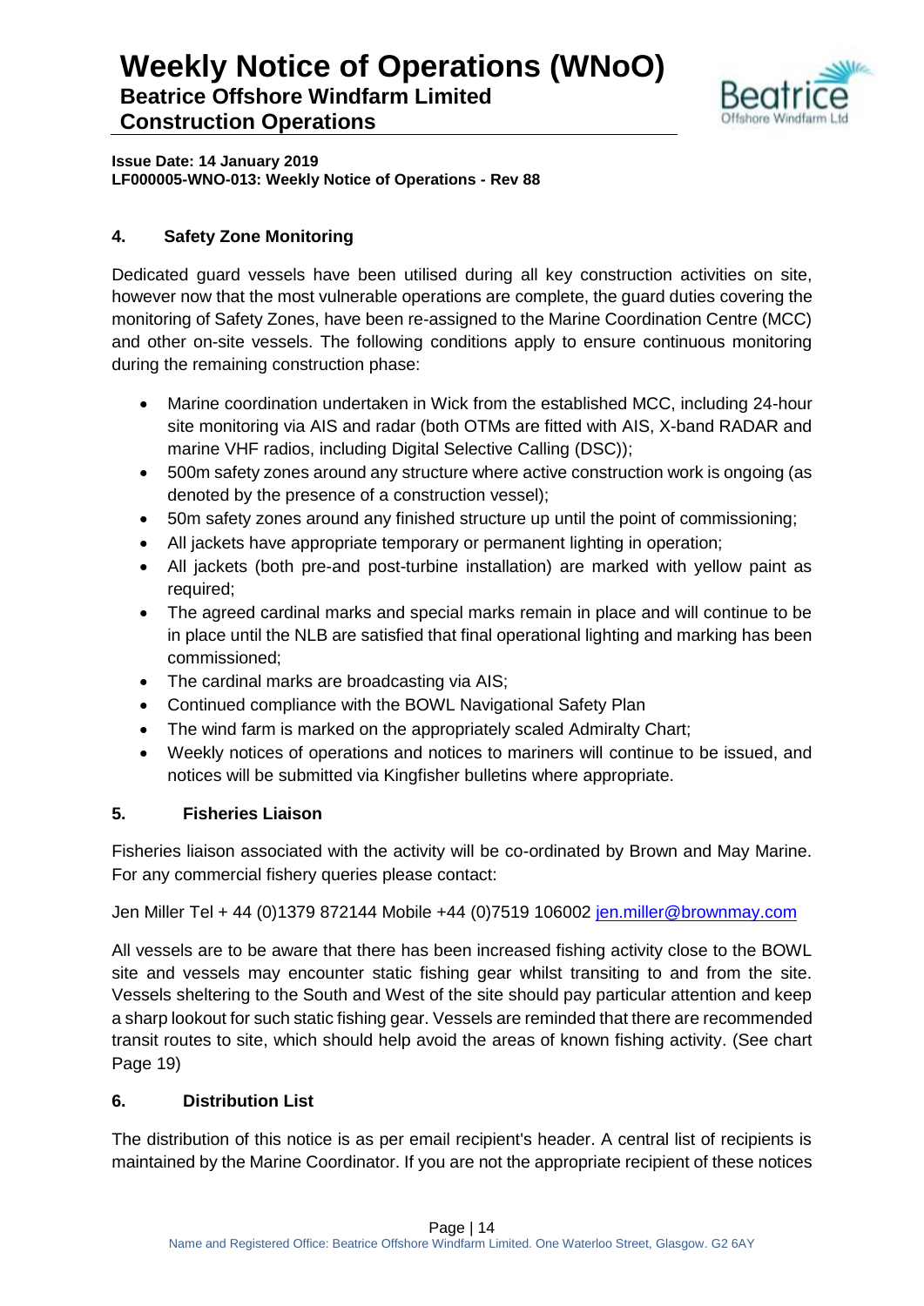## 4. Safety Zone Monitoring

Dedicated guard vessels have been utilised during all key construction activities on site, however now that the most vulnerable operations are complete, the guard duties covering the monitoring of Safety Zones, have been re-assigned to the Marine Coordination Centre (MCC) and other on-site vessels. The following conditions apply to ensure continuous monitoring during the remaining construction phase:

- Marine coordination undertaken in Wick from the established MCC, including 24-hour site monitoring via AIS and radar (both OTMs are fitted with AIS, X-band RADAR and marine VHF radios, including Digital Selective Calling (DSC));
- 500m safety zones around any structure where active construction work is ongoing (as denoted by the presence of a construction vessel);
- 50m safety zones around any finished structure up until the point of commissioning;
- All jackets have appropriate temporary or permanent lighting in operation;
- All jackets (both pre-and post-turbine installation) are marked with yellow paint as required;
- The agreed cardinal marks and special marks remain in place and will continue to be in place until the NLB are satisfied that final operational lighting and marking has been commissioned;
- The cardinal marks are broadcasting via AIS;
- Continued compliance with the BOWL Navigational Safety Plan
- The wind farm is marked on the appropriately scaled Admiralty Chart;
- Weekly notices of operations and notices to mariners will continue to be issued, and notices will be submitted via Kingfisher bulletins where appropriate.

## 5. Fisheries Liaison

Fisheries liaison associated with the activity will be co-ordinated by Brown and May Marine. For any commercial fishery queries please contact:

Jen Miller Tel + 44 (0)1379 872144 Mobile +44 (0)7519 106002 jen.miller@brownmay.com

All vessels are to be aware that there has been increased fishing activity close to the BOWL site and vessels may encounter static fishing gear whilst transiting to and from the site. Vessels sheltering to the South and West of the site should pay particular attention and keep a sharp lookout for such static fishing gear. Vessels are reminded that there are recommended transit routes to site, which should help avoid the areas of known fishing activity. (See chart Page 19)

## 6. Distribution List

The distribution of this notice is as per email recipient's header. A central list of recipients is maintained by the Marine Coordinator. If you are not the appropriate recipient of these notices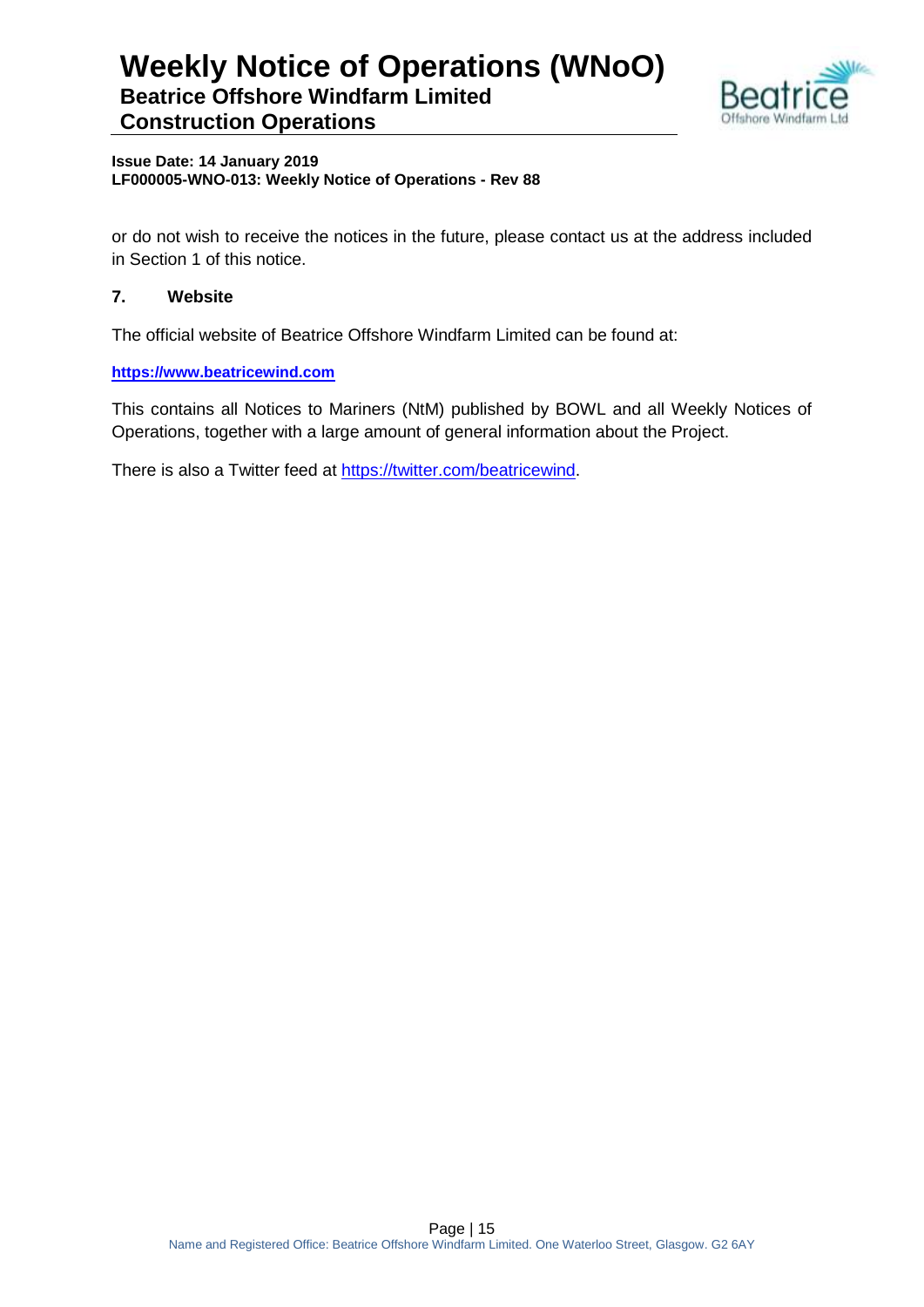or do not wish to receive the notices in the future, please contact us at the address included in Section 1 of this notice.

## 7. Website

The official website of Beatrice Offshore Windfarm Limited can be found at:

**https://www.beatricewind.com**

This contains all Notices to Mariners (NtM) published by BOWL and all Weekly Notices of Operations, together with a large amount of general information about the Project.

There is also a Twitter feed at https://twitter.com/beatricewind.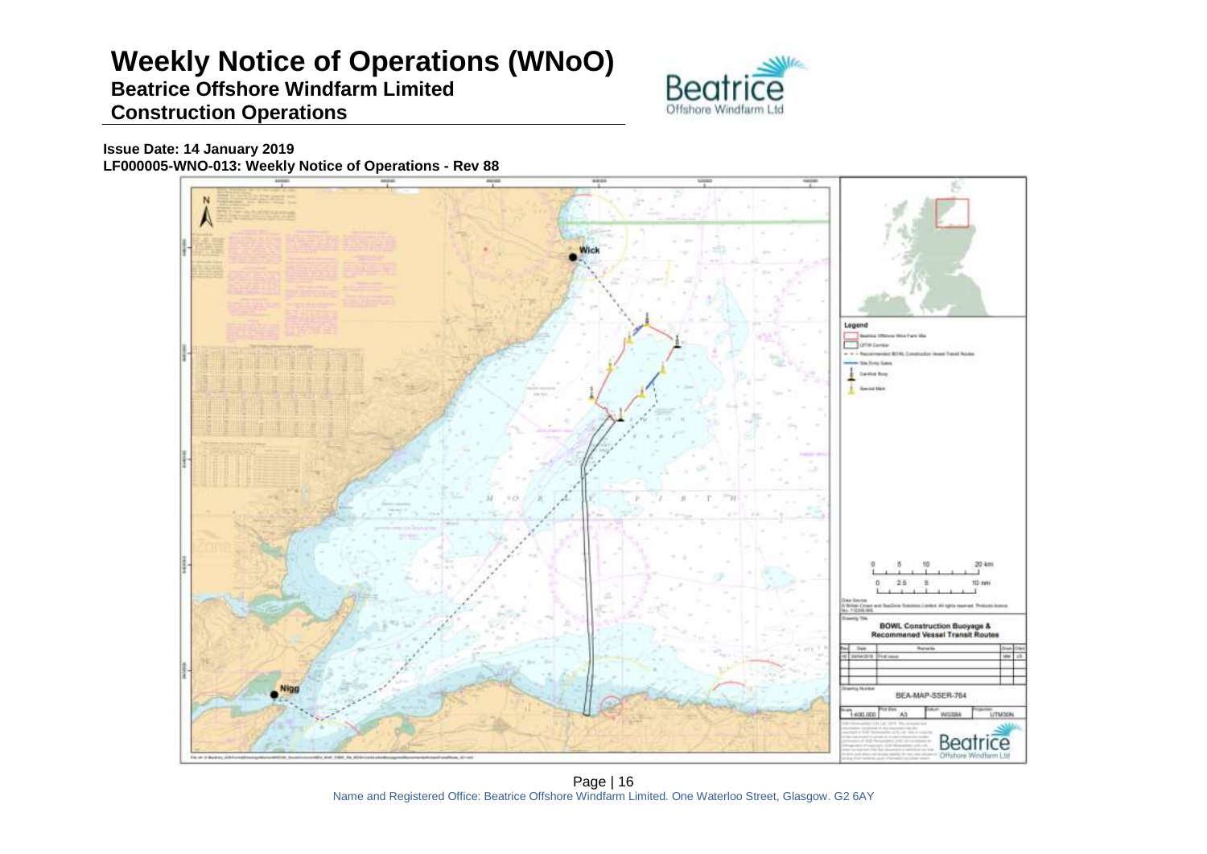# Weekly Notice of Operations (WNoO)

**Beatrice Offshore Windfarm Limited**

**Construction Operations**

**Issue Date: 14 January 2019**

**LF000005-WNO-013: Weekly Notice of Operations - Rev 88**

Wick

Nigg

Legend

- Beatrice Offshore Wind Farm Site
- OFTW Corridor
- Recommended BOWL Construction Vessel Transit Routes
- Site Entry Gates
- Cardinal Buoy
- Special Mark

0 5 10 20 km

0 2.5 5 10 nm

**BOWL Construction Buoyage & Recommened Vessel Transit Routes**

BEA-MAP-SSER-764

1:400,000 A3 WGS84 UTM30N

Name and Registered Office: Beatrice Offshore Windfarm Limited. One Waterloo Street, Glasgow. G2 6AY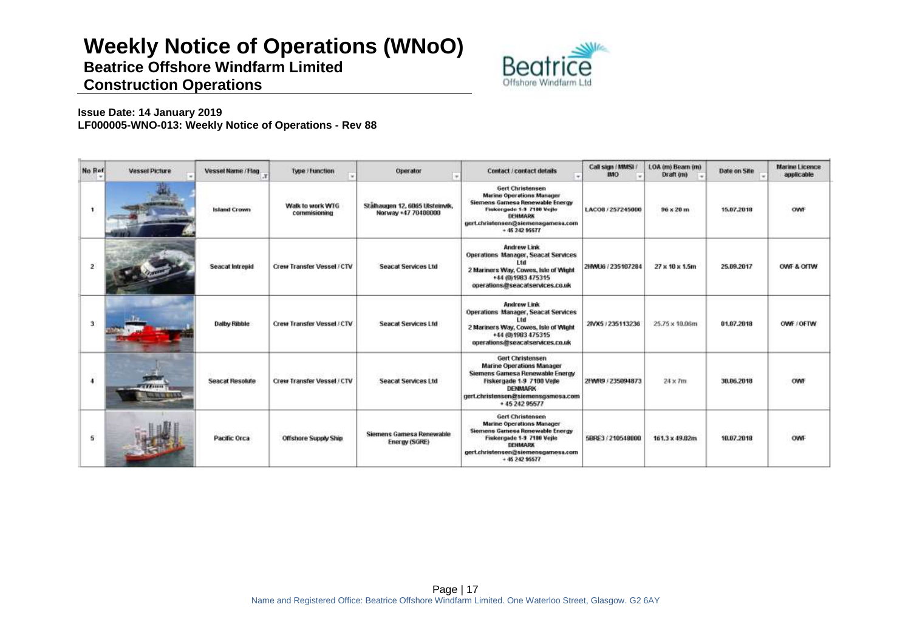# Weekly Notice of Operations (WNoO)

**Beatrice Offshore Windfarm Limited**

**Construction Operations**

**Issue Date: 14 January 2019**

**LF000005-WNO-013: Weekly Notice of Operations - Rev 88**

| No Ref | Vessel Picture | Vessel Name / Flag | Type / Function | Operator | Contact / contact details | Call sign / MMSI / IMO | LOA (m) Beam (m) Draft (m) | Date on Site | Marine Licence applicable |
|---|---|---|---|---|---|---|---|---|---|
| 1 | | Island Crown | Walk to work WTG commisioning | Stålhaugen 12, 6065 Ulsteinvik, Norway +47 70400000 | Gert Christensen Marine Operations Manager Siemens Gamesa Renewable Energy Fiskergade 1-9 7100 Vejle DENMARK gert.christensen@siemensgamesa.com + 45 242 95577 | LACO8 / 257245000 | 96 x 20 m | 15.07.2018 | OWF |
| 2 | | Seacat Intrepid | Crew Transfer Vessel / CTV | Seacat Services Ltd | Andrew Link Operations Manager, Seacat Services Ltd 2 Mariners Way, Cowes, Isle of Wight +44 (0)1983 475315 operations@seacatservices.co.uk | 2HWU6 / 235107284 | 27 x 10 x 1.5m | 25.09.2017 | OWF & OfTW |
| 3 | | Dalby Ribble | Crew Transfer Vessel / CTV | Seacat Services Ltd | Andrew Link Operations Manager, Seacat Services Ltd 2 Mariners Way, Cowes, Isle of Wight +44 (0)1983 475315 operations@seacatservices.co.uk | 2IVX5 / 235113236 | 25.75 x 10.06m | 01.07.2018 | OWF / OFTW |
| 4 | | Seacat Resolute | Crew Transfer Vessel / CTV | Seacat Services Ltd | Gert Christensen Marine Operations Manager Siemens Gamesa Renewable Energy Fiskergade 1-9 7100 Vejle DENMARK gert.christensen@siemensgamesa.com + 45 242 95577 | 2FWR9 / 235094873 | 24 x 7m | 30.06.2018 | OWF |
| 5 | | Pacific Orca | Offshore Supply Ship | Siemens Gamesa Renewable Energy (SGRE) | Gert Christensen Marine Operations Manager Siemens Gamesa Renewable Energy Fiskergade 1-9 7100 Vejle DENMARK gert.christensen@siemensgamesa.com + 45 242 95577 | 5BRE3 / 210548000 | 161.3 x 49.02m | 10.07.2018 | OWF |

Name and Registered Office: Beatrice Offshore Windfarm Limited. One Waterloo Street, Glasgow. G2 6AY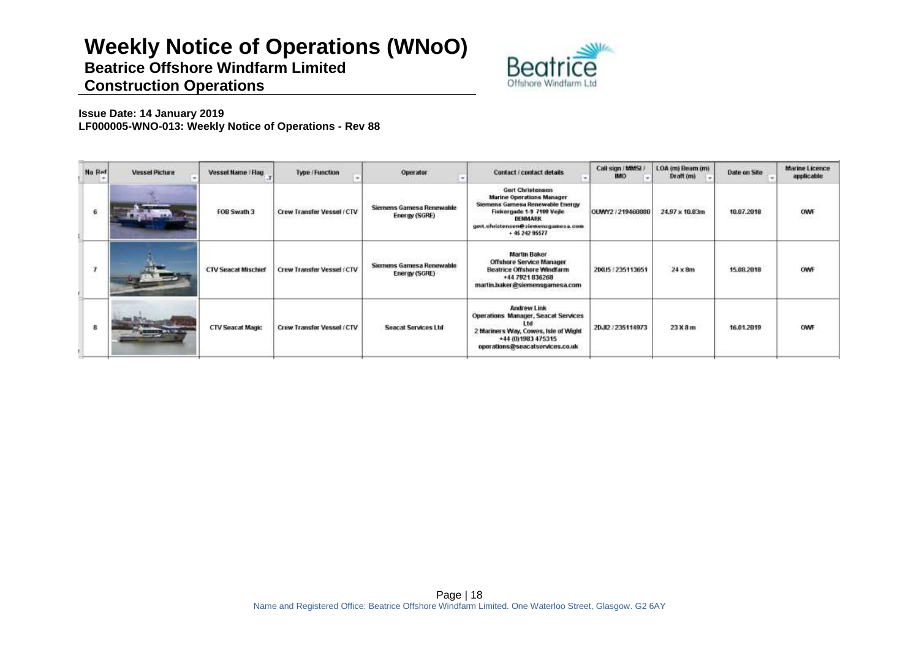# Weekly Notice of Operations (WNoO)

## Beatrice Offshore Windfarm Limited

## Construction Operations

**Issue Date: 14 January 2019**
**LF000005-WNO-013: Weekly Notice of Operations - Rev 88**

| No Ref | Vessel Picture | Vessel Name / Flag | Type / Function | Operator | Contact / contact details | Call sign / MMSI / IMO | LOA (m) Beam (m) Draft (m) | Date on Site | Marine Licence applicable |
|---|---|---|---|---|---|---|---|---|---|
| 6 | | FOB Swath 3 | Crew Transfer Vessel / CTV | Siemens Gamesa Renewable Energy (SGRE) | Gert Christensen<br>Marine Operations Manager<br>Siemens Gamesa Renewable Energy<br>Fiskergade 1-9 7100 Vejle<br>DENMARK<br>gert.christensen@siemensgamesa.com<br>+ 45 242 95577 | OUWY2 / 219460000 | 24.97 x 10.83m | 10.07.2018 | OWF |
| 7 | | CTV Seacat Mischief | Crew Transfer Vessel / CTV | Siemens Gamesa Renewable Energy (SGRE) | Martin Baker<br>Offshore Service Manager<br>Beatrice Offshore Windfarm<br>+44 7921 836268<br>martin.baker@siemensgamesa.com | 2IXU5 / 235113651 | 24 x 8m | 15.08.2018 | OWF |
| 8 | | CTV Seacat Magic | Crew Transfer Vessel / CTV | Seacat Services Ltd | Andrew Link<br>Operations Manager, Seacat Services Ltd<br>2 Mariners Way, Cowes, Isle of Wight<br>+44 (0)1983 475315<br>operations@seacatservices.co.uk | 2DJI2 / 235114973 | 23 X 8 m | 16.01.2019 | OWF |

Name and Registered Office: Beatrice Offshore Windfarm Limited. One Waterloo Street, Glasgow. G2 6AY